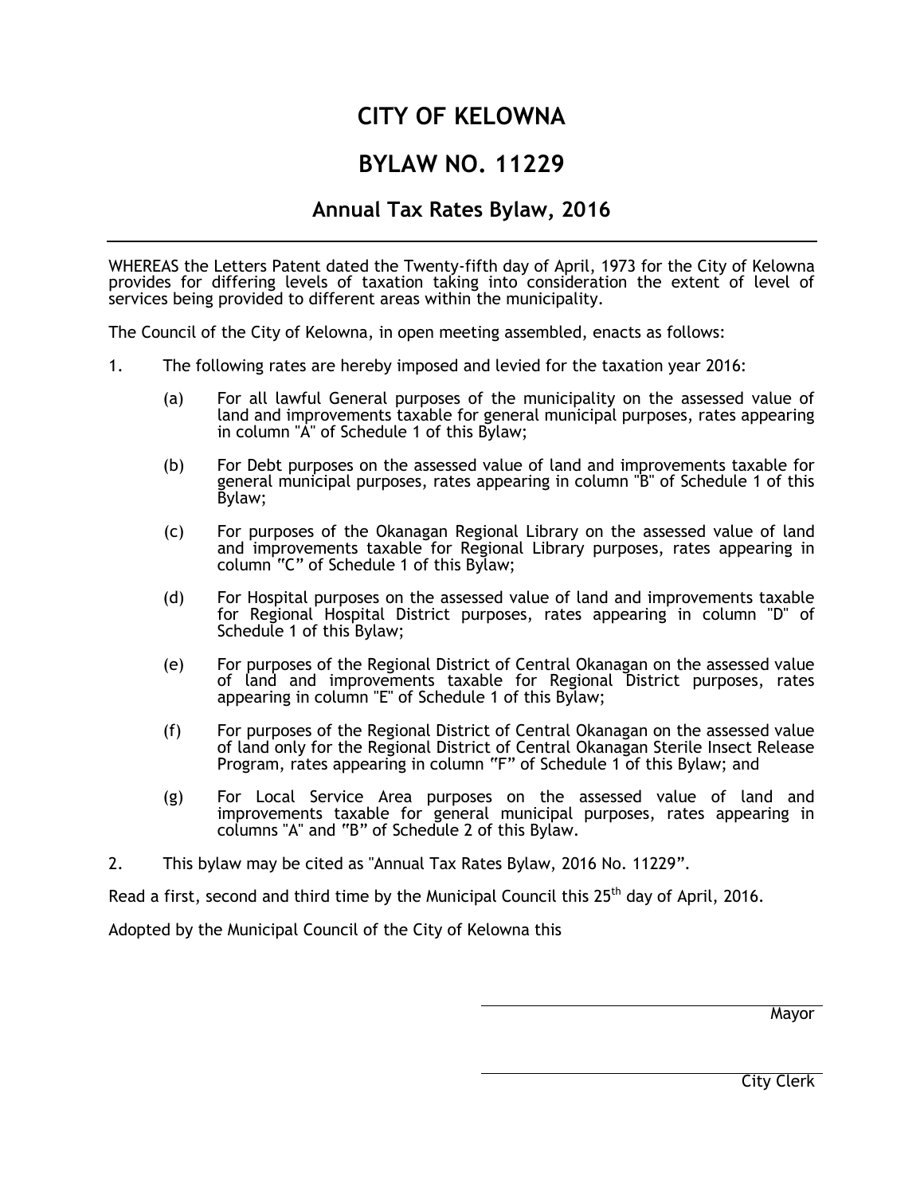# CITY OF KELOWNA

# BYLAW NO. 11229

## Annual Tax Rates Bylaw, 2016

---

WHEREAS the Letters Patent dated the Twenty-fifth day of April, 1973 for the City of Kelowna provides for differing levels of taxation taking into consideration the extent of level of services being provided to different areas within the municipality.

The Council of the City of Kelowna, in open meeting assembled, enacts as follows:

1. The following rates are hereby imposed and levied for the taxation year 2016:

   (a) For all lawful General purposes of the municipality on the assessed value of land and improvements taxable for general municipal purposes, rates appearing in column "A" of Schedule 1 of this Bylaw;

   (b) For Debt purposes on the assessed value of land and improvements taxable for general municipal purposes, rates appearing in column "B" of Schedule 1 of this Bylaw;

   (c) For purposes of the Okanagan Regional Library on the assessed value of land and improvements taxable for Regional Library purposes, rates appearing in column "C" of Schedule 1 of this Bylaw;

   (d) For Hospital purposes on the assessed value of land and improvements taxable for Regional Hospital District purposes, rates appearing in column "D" of Schedule 1 of this Bylaw;

   (e) For purposes of the Regional District of Central Okanagan on the assessed value of land and improvements taxable for Regional District purposes, rates appearing in column "E" of Schedule 1 of this Bylaw;

   (f) For purposes of the Regional District of Central Okanagan on the assessed value of land only for the Regional District of Central Okanagan Sterile Insect Release Program, rates appearing in column "F" of Schedule 1 of this Bylaw; and

   (g) For Local Service Area purposes on the assessed value of land and improvements taxable for general municipal purposes, rates appearing in columns "A" and "B" of Schedule 2 of this Bylaw.

2. This bylaw may be cited as "Annual Tax Rates Bylaw, 2016 No. 11229".

Read a first, second and third time by the Municipal Council this 25th day of April, 2016.

Adopted by the Municipal Council of the City of Kelowna this

Mayor

City Clerk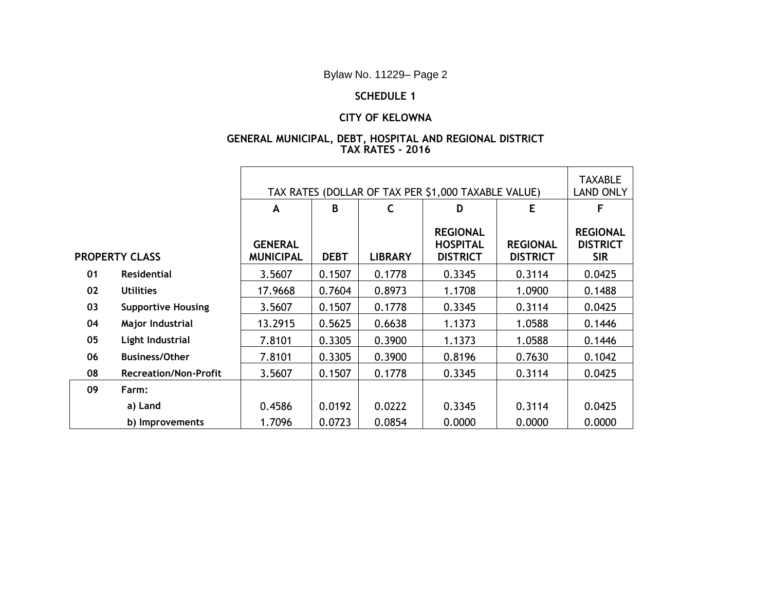Bylaw No. 11229– Page 2

**SCHEDULE 1**

**CITY OF KELOWNA**

**GENERAL MUNICIPAL, DEBT, HOSPITAL AND REGIONAL DISTRICT TAX RATES - 2016**

| | | TAX RATES (DOLLAR OF TAX PER $1,000 TAXABLE VALUE) | | | | | TAXABLE LAND ONLY |
|---|---|---|---|---|---|---|---|
| | | **A** | **B** | **C** | **D** | **E** | **F** |
| **PROPERTY CLASS** | | **GENERAL MUNICIPAL** | **DEBT** | **LIBRARY** | **REGIONAL HOSPITAL DISTRICT** | **REGIONAL DISTRICT** | **REGIONAL DISTRICT SIR** |
| **01** | **Residential** | 3.5607 | 0.1507 | 0.1778 | 0.3345 | 0.3114 | 0.0425 |
| **02** | **Utilities** | 17.9668 | 0.7604 | 0.8973 | 1.1708 | 1.0900 | 0.1488 |
| **03** | **Supportive Housing** | 3.5607 | 0.1507 | 0.1778 | 0.3345 | 0.3114 | 0.0425 |
| **04** | **Major Industrial** | 13.2915 | 0.5625 | 0.6638 | 1.1373 | 1.0588 | 0.1446 |
| **05** | **Light Industrial** | 7.8101 | 0.3305 | 0.3900 | 1.1373 | 1.0588 | 0.1446 |
| **06** | **Business/Other** | 7.8101 | 0.3305 | 0.3900 | 0.8196 | 0.7630 | 0.1042 |
| **08** | **Recreation/Non-Profit** | 3.5607 | 0.1507 | 0.1778 | 0.3345 | 0.3114 | 0.0425 |
| **09** | **Farm:** | | | | | | |
| | **a) Land** | 0.4586 | 0.0192 | 0.0222 | 0.3345 | 0.3114 | 0.0425 |
| | **b) Improvements** | 1.7096 | 0.0723 | 0.0854 | 0.0000 | 0.0000 | 0.0000 |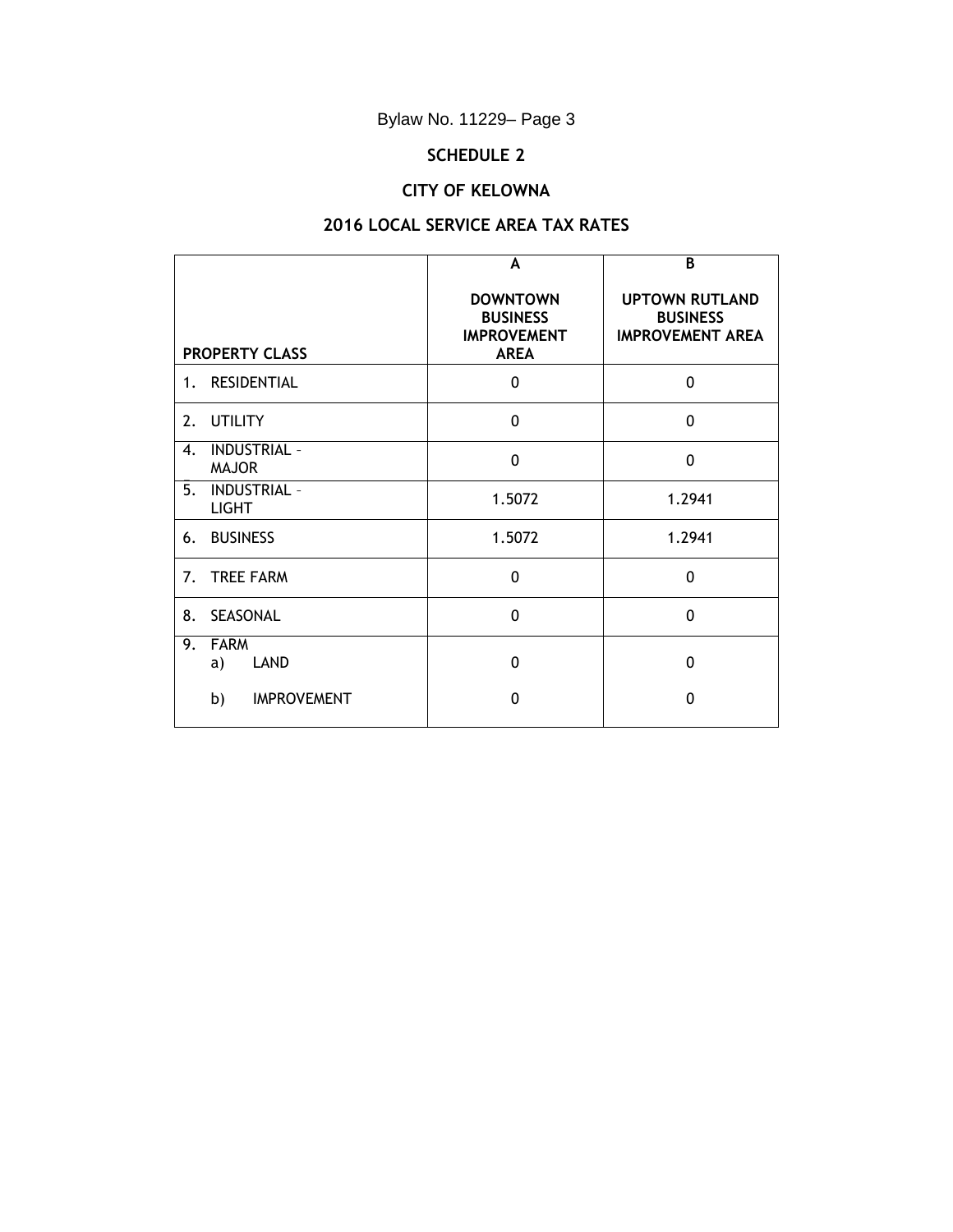Bylaw No. 11229– Page 3

**SCHEDULE 2**

**CITY OF KELOWNA**

**2016 LOCAL SERVICE AREA TAX RATES**

| PROPERTY CLASS | A<br>DOWNTOWN BUSINESS IMPROVEMENT AREA | B<br>UPTOWN RUTLAND BUSINESS IMPROVEMENT AREA |
|---|---|---|
| 1. RESIDENTIAL | 0 | 0 |
| 2. UTILITY | 0 | 0 |
| 4. INDUSTRIAL – MAJOR | 0 | 0 |
| 5. INDUSTRIAL – LIGHT | 1.5072 | 1.2941 |
| 6. BUSINESS | 1.5072 | 1.2941 |
| 7. TREE FARM | 0 | 0 |
| 8. SEASONAL | 0 | 0 |
| 9. FARM | | |
| a) LAND | 0 | 0 |
| b) IMPROVEMENT | 0 | 0 |